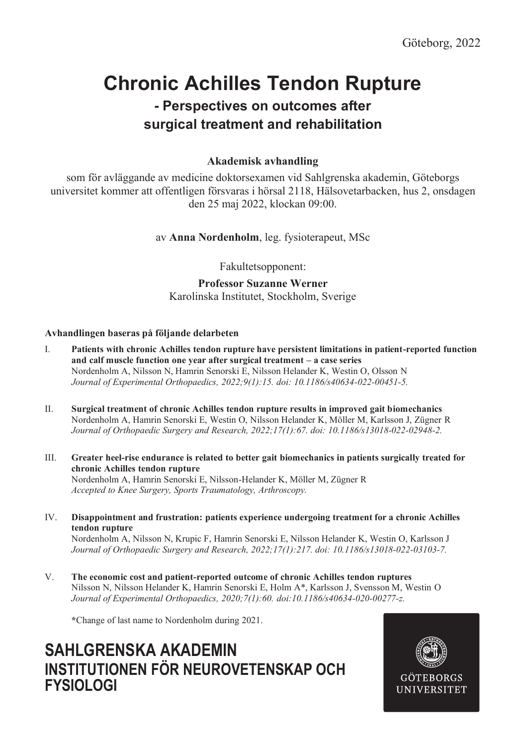Göteborg, 2022

# Chronic Achilles Tendon Rupture

## - Perspectives on outcomes after surgical treatment and rehabilitation

**Akademisk avhandling**

som för avläggande av medicine doktorsexamen vid Sahlgrenska akademin, Göteborgs universitet kommer att offentligen försvaras i hörsal 2118, Hälsovetarbacken, hus 2, onsdagen den 25 maj 2022, klockan 09:00.

av **Anna Nordenholm**, leg. fysioterapeut, MSc

Fakultetsopponent:

**Professor Suzanne Werner**
Karolinska Institutet, Stockholm, Sverige

**Avhandlingen baseras på följande delarbeten**

I. **Patients with chronic Achilles tendon rupture have persistent limitations in patient-reported function and calf muscle function one year after surgical treatment – a case series**
Nordenholm A, Nilsson N, Hamrin Senorski E, Nilsson Helander K, Westin O, Olsson N
*Journal of Experimental Orthopaedics, 2022;9(1):15. doi: 10.1186/s40634-022-00451-5.*

II. **Surgical treatment of chronic Achilles tendon rupture results in improved gait biomechanics**
Nordenholm A, Hamrin Senorski E, Westin O, Nilsson Helander K, Möller M, Karlsson J, Zügner R
*Journal of Orthopaedic Surgery and Research, 2022;17(1):67. doi: 10.1186/s13018-022-02948-2.*

III. **Greater heel-rise endurance is related to better gait biomechanics in patients surgically treated for chronic Achilles tendon rupture**
Nordenholm A, Hamrin Senorski E, Nilsson-Helander K, Möller M, Zügner R
*Accepted to Knee Surgery, Sports Traumatology, Arthroscopy.*

IV. **Disappointment and frustration: patients experience undergoing treatment for a chronic Achilles tendon rupture**
Nordenholm A, Nilsson N, Krupic F, Hamrin Senorski E, Nilsson Helander K, Westin O, Karlsson J
*Journal of Orthopaedic Surgery and Research, 2022;17(1):217. doi: 10.1186/s13018-022-03103-7.*

V. **The economic cost and patient-reported outcome of chronic Achilles tendon ruptures**
Nilsson N, Nilsson Helander K, Hamrin Senorski E, Holm A*, Karlsson J, Svensson M, Westin O
*Journal of Experimental Orthopaedics, 2020;7(1):60. doi:10.1186/s40634-020-00277-z.*

**\***Change of last name to Nordenholm during 2021.

**SAHLGRENSKA AKADEMIN**
**INSTITUTIONEN FÖR NEUROVETENSKAP OCH FYSIOLOGI**

GÖTEBORGS UNIVERSITET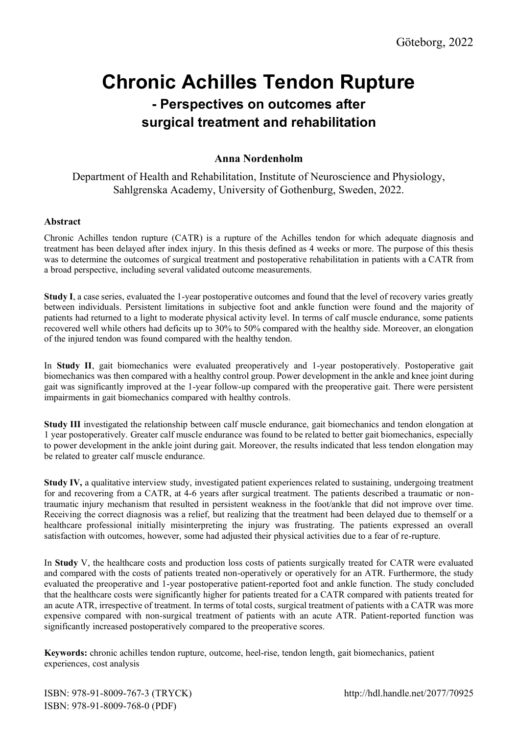Göteborg, 2022

# Chronic Achilles Tendon Rupture

## - Perspectives on outcomes after surgical treatment and rehabilitation

**Anna Nordenholm**

Department of Health and Rehabilitation, Institute of Neuroscience and Physiology, Sahlgrenska Academy, University of Gothenburg, Sweden, 2022.

**Abstract**

Chronic Achilles tendon rupture (CATR) is a rupture of the Achilles tendon for which adequate diagnosis and treatment has been delayed after index injury. In this thesis defined as 4 weeks or more. The purpose of this thesis was to determine the outcomes of surgical treatment and postoperative rehabilitation in patients with a CATR from a broad perspective, including several validated outcome measurements.

**Study I**, a case series, evaluated the 1-year postoperative outcomes and found that the level of recovery varies greatly between individuals. Persistent limitations in subjective foot and ankle function were found and the majority of patients had returned to a light to moderate physical activity level. In terms of calf muscle endurance, some patients recovered well while others had deficits up to 30% to 50% compared with the healthy side. Moreover, an elongation of the injured tendon was found compared with the healthy tendon.

In **Study II**, gait biomechanics were evaluated preoperatively and 1-year postoperatively. Postoperative gait biomechanics was then compared with a healthy control group. Power development in the ankle and knee joint during gait was significantly improved at the 1-year follow-up compared with the preoperative gait. There were persistent impairments in gait biomechanics compared with healthy controls.

**Study III** investigated the relationship between calf muscle endurance, gait biomechanics and tendon elongation at 1 year postoperatively. Greater calf muscle endurance was found to be related to better gait biomechanics, especially to power development in the ankle joint during gait. Moreover, the results indicated that less tendon elongation may be related to greater calf muscle endurance.

**Study IV,** a qualitative interview study, investigated patient experiences related to sustaining, undergoing treatment for and recovering from a CATR, at 4-6 years after surgical treatment. The patients described a traumatic or non-traumatic injury mechanism that resulted in persistent weakness in the foot/ankle that did not improve over time. Receiving the correct diagnosis was a relief, but realizing that the treatment had been delayed due to themself or a healthcare professional initially misinterpreting the injury was frustrating. The patients expressed an overall satisfaction with outcomes, however, some had adjusted their physical activities due to a fear of re-rupture.

In **Study** V, the healthcare costs and production loss costs of patients surgically treated for CATR were evaluated and compared with the costs of patients treated non-operatively or operatively for an ATR. Furthermore, the study evaluated the preoperative and 1-year postoperative patient-reported foot and ankle function. The study concluded that the healthcare costs were significantly higher for patients treated for a CATR compared with patients treated for an acute ATR, irrespective of treatment. In terms of total costs, surgical treatment of patients with a CATR was more expensive compared with non-surgical treatment of patients with an acute ATR. Patient-reported function was significantly increased postoperatively compared to the preoperative scores.

**Keywords:** chronic achilles tendon rupture, outcome, heel-rise, tendon length, gait biomechanics, patient experiences, cost analysis

ISBN: 978-91-8009-767-3 (TRYCK)
ISBN: 978-91-8009-768-0 (PDF)

http://hdl.handle.net/2077/70925